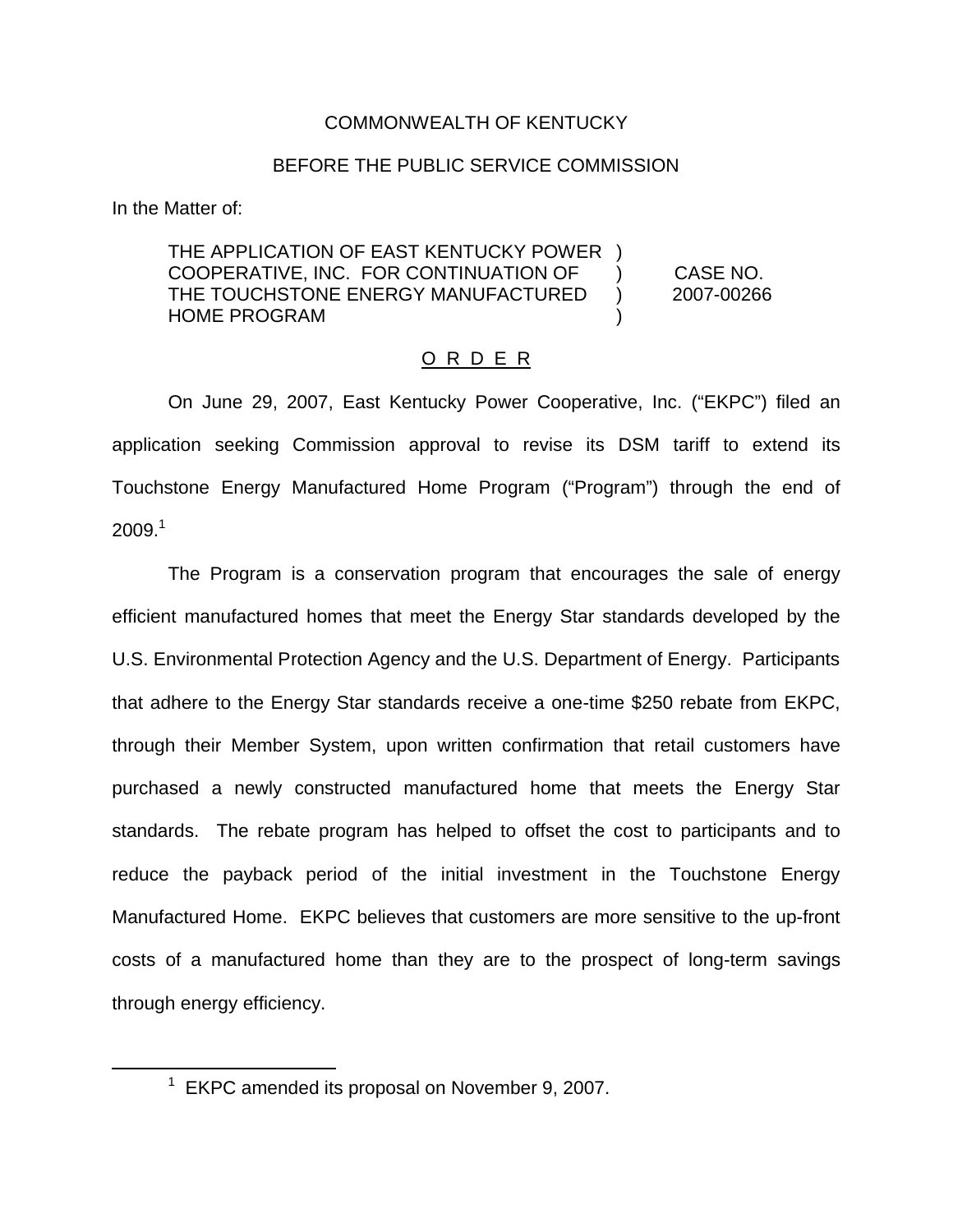COMMONWEALTH OF KENTUCKY

BEFORE THE PUBLIC SERVICE COMMISSION

In the Matter of:

THE APPLICATION OF EAST KENTUCKY POWER COOPERATIVE, INC. FOR CONTINUATION OF THE TOUCHSTONE ENERGY MANUFACTURED HOME PROGRAM )

CASE NO. 2007-00266

O R D E R

On June 29, 2007, East Kentucky Power Cooperative, Inc. ("EKPC") filed an application seeking Commission approval to revise its DSM tariff to extend its Touchstone Energy Manufactured Home Program ("Program") through the end of 2009.[1]

The Program is a conservation program that encourages the sale of energy efficient manufactured homes that meet the Energy Star standards developed by the U.S. Environmental Protection Agency and the U.S. Department of Energy. Participants that adhere to the Energy Star standards receive a one-time $250 rebate from EKPC, through their Member System, upon written confirmation that retail customers have purchased a newly constructed manufactured home that meets the Energy Star standards. The rebate program has helped to offset the cost to participants and to reduce the payback period of the initial investment in the Touchstone Energy Manufactured Home. EKPC believes that customers are more sensitive to the up-front costs of a manufactured home than they are to the prospect of long-term savings through energy efficiency.

[1] EKPC amended its proposal on November 9, 2007.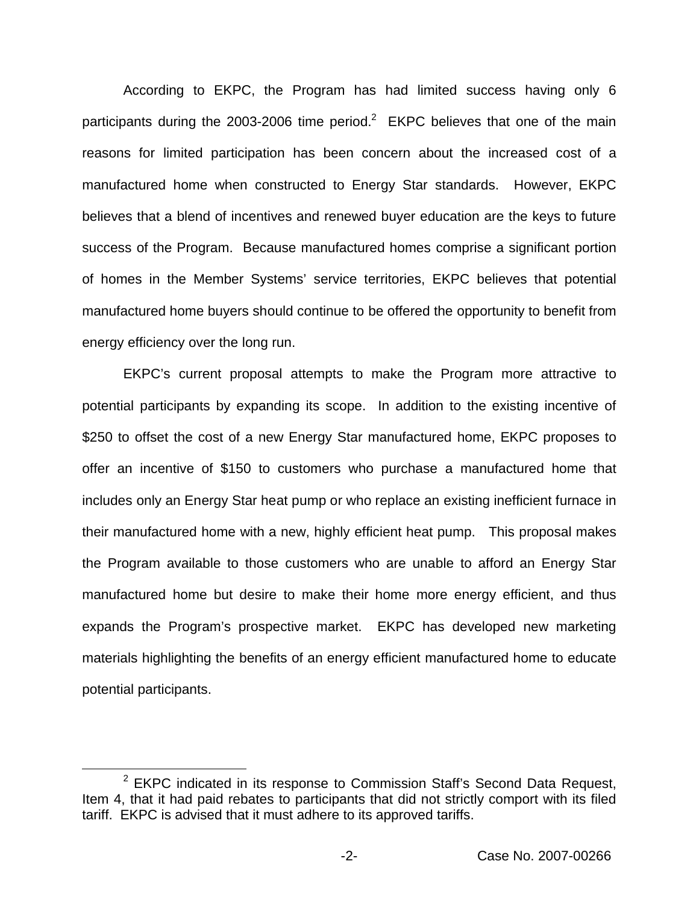According to EKPC, the Program has had limited success having only 6 participants during the 2003-2006 time period.[2] EKPC believes that one of the main reasons for limited participation has been concern about the increased cost of a manufactured home when constructed to Energy Star standards. However, EKPC believes that a blend of incentives and renewed buyer education are the keys to future success of the Program. Because manufactured homes comprise a significant portion of homes in the Member Systems' service territories, EKPC believes that potential manufactured home buyers should continue to be offered the opportunity to benefit from energy efficiency over the long run.

EKPC's current proposal attempts to make the Program more attractive to potential participants by expanding its scope. In addition to the existing incentive of $250 to offset the cost of a new Energy Star manufactured home, EKPC proposes to offer an incentive of $150 to customers who purchase a manufactured home that includes only an Energy Star heat pump or who replace an existing inefficient furnace in their manufactured home with a new, highly efficient heat pump. This proposal makes the Program available to those customers who are unable to afford an Energy Star manufactured home but desire to make their home more energy efficient, and thus expands the Program's prospective market. EKPC has developed new marketing materials highlighting the benefits of an energy efficient manufactured home to educate potential participants.

---

[2] EKPC indicated in its response to Commission Staff's Second Data Request, Item 4, that it had paid rebates to participants that did not strictly comport with its filed tariff. EKPC is advised that it must adhere to its approved tariffs.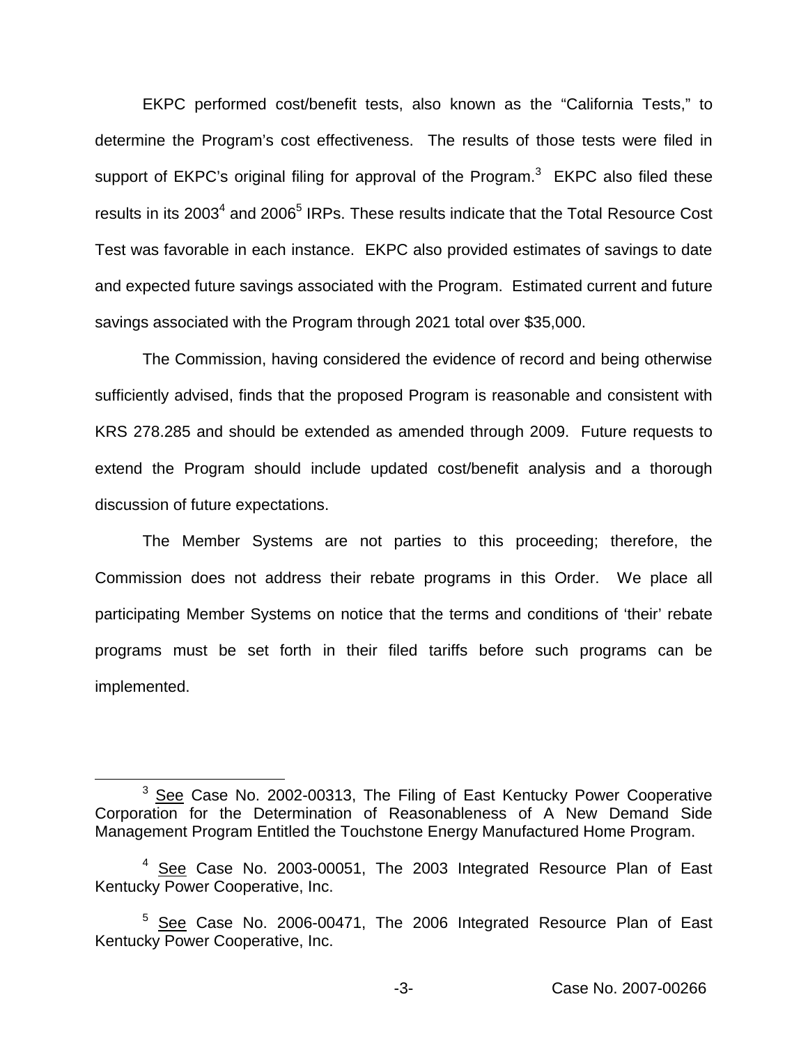EKPC performed cost/benefit tests, also known as the "California Tests," to determine the Program's cost effectiveness. The results of those tests were filed in support of EKPC's original filing for approval of the Program.[3] EKPC also filed these results in its 2003[4] and 2006[5] IRPs. These results indicate that the Total Resource Cost Test was favorable in each instance. EKPC also provided estimates of savings to date and expected future savings associated with the Program. Estimated current and future savings associated with the Program through 2021 total over $35,000.

The Commission, having considered the evidence of record and being otherwise sufficiently advised, finds that the proposed Program is reasonable and consistent with KRS 278.285 and should be extended as amended through 2009. Future requests to extend the Program should include updated cost/benefit analysis and a thorough discussion of future expectations.

The Member Systems are not parties to this proceeding; therefore, the Commission does not address their rebate programs in this Order. We place all participating Member Systems on notice that the terms and conditions of 'their' rebate programs must be set forth in their filed tariffs before such programs can be implemented.

---

[3] See Case No. 2002-00313, The Filing of East Kentucky Power Cooperative Corporation for the Determination of Reasonableness of A New Demand Side Management Program Entitled the Touchstone Energy Manufactured Home Program.

[4] See Case No. 2003-00051, The 2003 Integrated Resource Plan of East Kentucky Power Cooperative, Inc.

[5] See Case No. 2006-00471, The 2006 Integrated Resource Plan of East Kentucky Power Cooperative, Inc.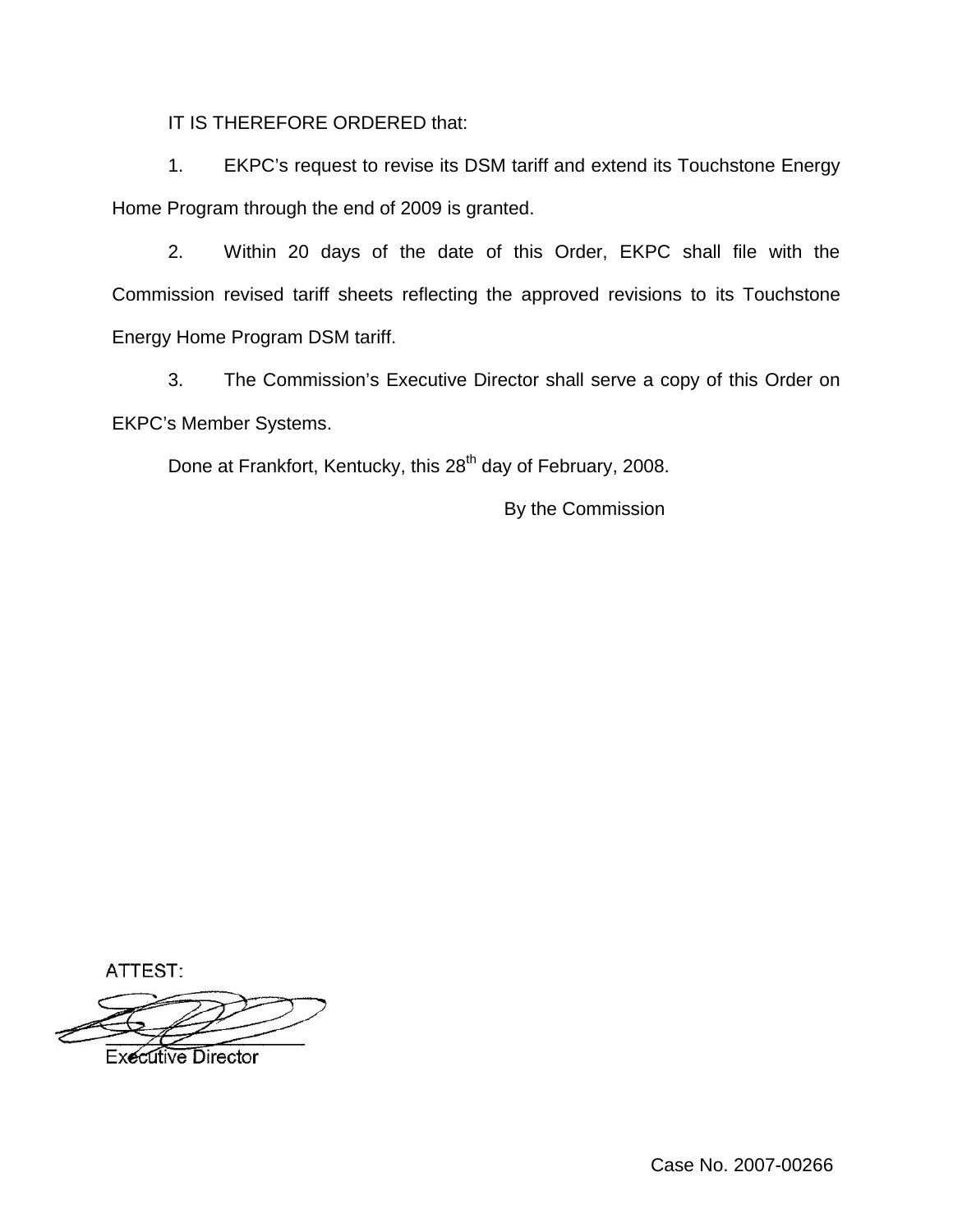IT IS THEREFORE ORDERED that:

1. EKPC's request to revise its DSM tariff and extend its Touchstone Energy Home Program through the end of 2009 is granted.

2. Within 20 days of the date of this Order, EKPC shall file with the Commission revised tariff sheets reflecting the approved revisions to its Touchstone Energy Home Program DSM tariff.

3. The Commission's Executive Director shall serve a copy of this Order on EKPC's Member Systems.

Done at Frankfort, Kentucky, this 28th day of February, 2008.

By the Commission

ATTEST:

Executive Director

Case No. 2007-00266